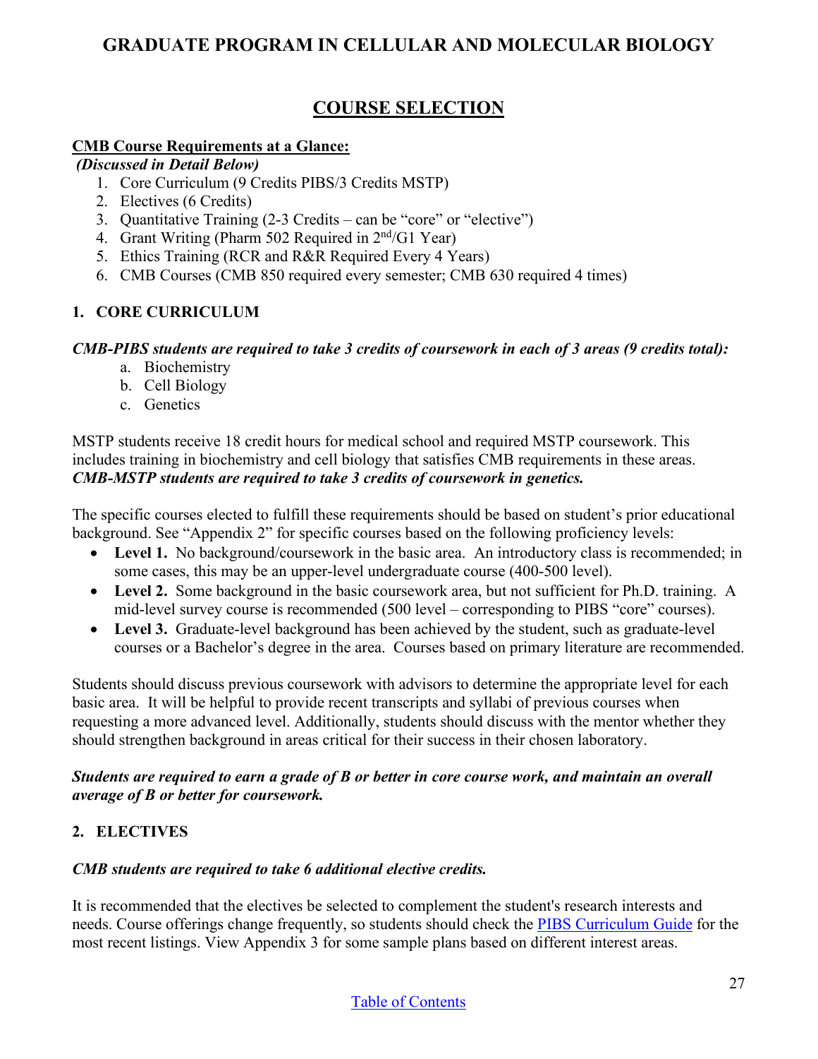# GRADUATE PROGRAM IN CELLULAR AND MOLECULAR BIOLOGY

## COURSE SELECTION

**CMB Course Requirements at a Glance:**
***(Discussed in Detail Below)***

1. Core Curriculum (9 Credits PIBS/3 Credits MSTP)
2. Electives (6 Credits)
3. Quantitative Training (2-3 Credits – can be "core" or "elective")
4. Grant Writing (Pharm 502 Required in 2nd/G1 Year)
5. Ethics Training (RCR and R&R Required Every 4 Years)
6. CMB Courses (CMB 850 required every semester; CMB 630 required 4 times)

### 1. CORE CURRICULUM

***CMB-PIBS students are required to take 3 credits of coursework in each of 3 areas (9 credits total):***

a. Biochemistry
b. Cell Biology
c. Genetics

MSTP students receive 18 credit hours for medical school and required MSTP coursework. This includes training in biochemistry and cell biology that satisfies CMB requirements in these areas. ***CMB-MSTP students are required to take 3 credits of coursework in genetics.***

The specific courses elected to fulfill these requirements should be based on student's prior educational background. See "Appendix 2" for specific courses based on the following proficiency levels:

- **Level 1.** No background/coursework in the basic area. An introductory class is recommended; in some cases, this may be an upper-level undergraduate course (400-500 level).
- **Level 2.** Some background in the basic coursework area, but not sufficient for Ph.D. training. A mid-level survey course is recommended (500 level – corresponding to PIBS "core" courses).
- **Level 3.** Graduate-level background has been achieved by the student, such as graduate-level courses or a Bachelor's degree in the area. Courses based on primary literature are recommended.

Students should discuss previous coursework with advisors to determine the appropriate level for each basic area. It will be helpful to provide recent transcripts and syllabi of previous courses when requesting a more advanced level. Additionally, students should discuss with the mentor whether they should strengthen background in areas critical for their success in their chosen laboratory.

***Students are required to earn a grade of B or better in core course work, and maintain an overall average of B or better for coursework.***

### 2. ELECTIVES

***CMB students are required to take 6 additional elective credits.***

It is recommended that the electives be selected to complement the student's research interests and needs. Course offerings change frequently, so students should check the PIBS Curriculum Guide for the most recent listings. View Appendix 3 for some sample plans based on different interest areas.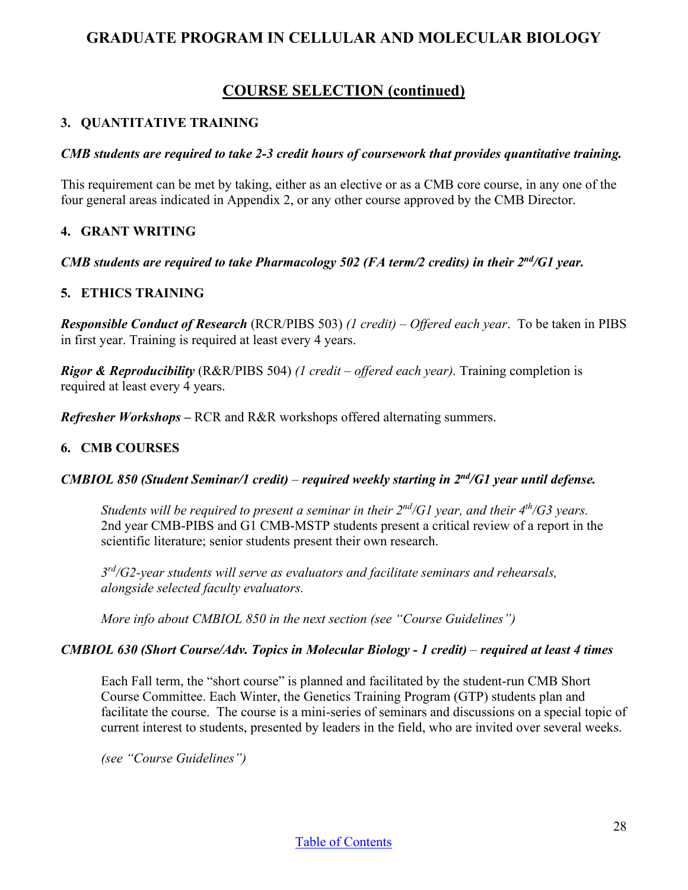# GRADUATE PROGRAM IN CELLULAR AND MOLECULAR BIOLOGY

## COURSE SELECTION (continued)

### 3. QUANTITATIVE TRAINING

***CMB students are required to take 2-3 credit hours of coursework that provides quantitative training.***

This requirement can be met by taking, either as an elective or as a CMB core course, in any one of the four general areas indicated in Appendix 2, or any other course approved by the CMB Director.

### 4. GRANT WRITING

***CMB students are required to take Pharmacology 502 (FA term/2 credits) in their 2nd/G1 year.***

### 5. ETHICS TRAINING

***Responsible Conduct of Research*** (RCR/PIBS 503) *(1 credit) – Offered each year*. To be taken in PIBS in first year. Training is required at least every 4 years.

***Rigor & Reproducibility*** (R&R/PIBS 504) *(1 credit – offered each year).* Training completion is required at least every 4 years.

***Refresher Workshops*** **–** RCR and R&R workshops offered alternating summers.

### 6. CMB COURSES

***CMBIOL 850 (Student Seminar/1 credit)*** – ***required weekly starting in 2nd/G1 year until defense.***

> *Students will be required to present a seminar in their 2nd/G1 year, and their 4th/G3 years.* 2nd year CMB-PIBS and G1 CMB-MSTP students present a critical review of a report in the scientific literature; senior students present their own research.
>
> *3rd/G2-year students will serve as evaluators and facilitate seminars and rehearsals, alongside selected faculty evaluators.*
>
> *More info about CMBIOL 850 in the next section (see "Course Guidelines")*

***CMBIOL 630 (Short Course/Adv. Topics in Molecular Biology - 1 credit)*** – ***required at least 4 times***

> Each Fall term, the "short course" is planned and facilitated by the student-run CMB Short Course Committee. Each Winter, the Genetics Training Program (GTP) students plan and facilitate the course. The course is a mini-series of seminars and discussions on a special topic of current interest to students, presented by leaders in the field, who are invited over several weeks.
>
> *(see "Course Guidelines")*

Table of Contents